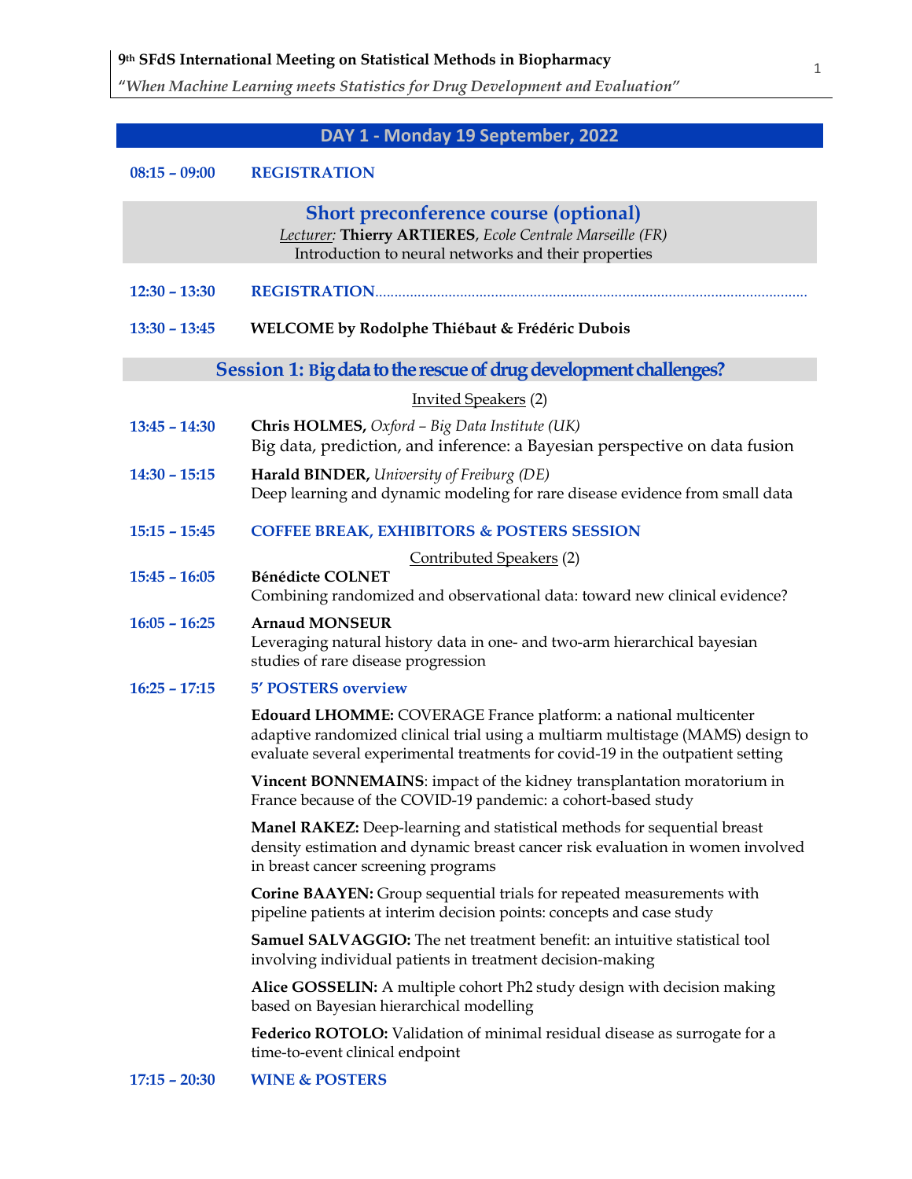## DAY 1 - Monday 19 September, 2022

**08:15 – 09:00** **REGISTRATION**

### Short preconference course (optional)

*Lecturer:* **Thierry ARTIERES**, *Ecole Centrale Marseille (FR)*
Introduction to neural networks and their properties

**12:30 – 13:30** **REGISTRATION**

**13:30 – 13:45** **WELCOME by Rodolphe Thiébaut & Frédéric Dubois**

### Session 1: Big data to the rescue of drug development challenges?

Invited Speakers (2)

**13:45 – 14:30** **Chris HOLMES,** *Oxford – Big Data Institute (UK)*
Big data, prediction, and inference: a Bayesian perspective on data fusion

**14:30 – 15:15** **Harald BINDER,** *University of Freiburg (DE)*
Deep learning and dynamic modeling for rare disease evidence from small data

**15:15 – 15:45** **COFFEE BREAK, EXHIBITORS & POSTERS SESSION**

Contributed Speakers (2)

**15:45 – 16:05** **Bénédicte COLNET**
Combining randomized and observational data: toward new clinical evidence?

**16:05 – 16:25** **Arnaud MONSEUR**
Leveraging natural history data in one- and two-arm hierarchical bayesian studies of rare disease progression

**16:25 – 17:15** **5' POSTERS overview**

**Edouard LHOMME:** COVERAGE France platform: a national multicenter adaptive randomized clinical trial using a multiarm multistage (MAMS) design to evaluate several experimental treatments for covid-19 in the outpatient setting

**Vincent BONNEMAINS**: impact of the kidney transplantation moratorium in France because of the COVID-19 pandemic: a cohort-based study

**Manel RAKEZ:** Deep-learning and statistical methods for sequential breast density estimation and dynamic breast cancer risk evaluation in women involved in breast cancer screening programs

**Corine BAAYEN:** Group sequential trials for repeated measurements with pipeline patients at interim decision points: concepts and case study

**Samuel SALVAGGIO:** The net treatment benefit: an intuitive statistical tool involving individual patients in treatment decision-making

**Alice GOSSELIN:** A multiple cohort Ph2 study design with decision making based on Bayesian hierarchical modelling

**Federico ROTOLO:** Validation of minimal residual disease as surrogate for a time-to-event clinical endpoint

**17:15 – 20:30** **WINE & POSTERS**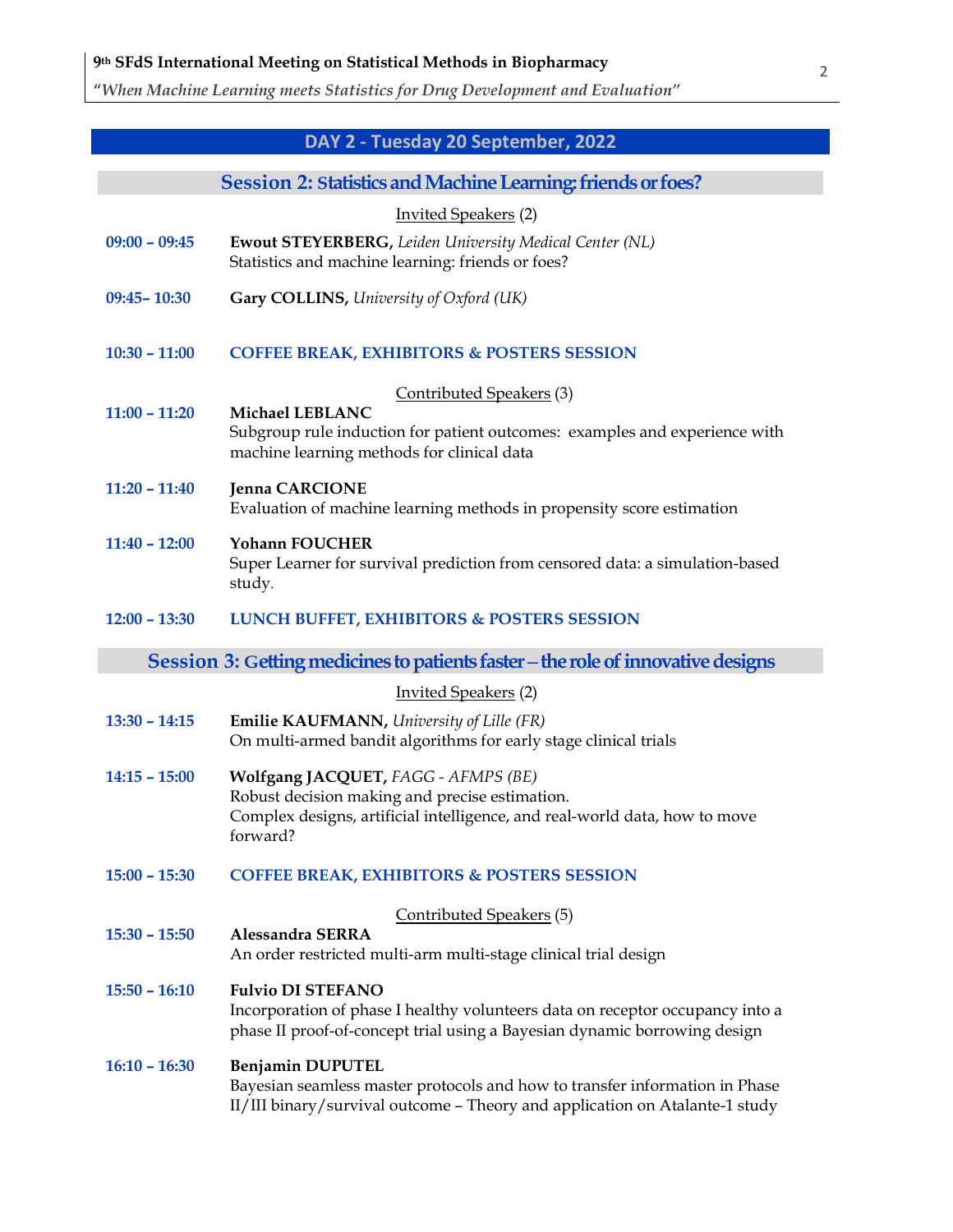## DAY 2 - Tuesday 20 September, 2022

### Session 2: Statistics and Machine Learning: friends or foes?

Invited Speakers (2)

**09:00 – 09:45** **Ewout STEYERBERG,** *Leiden University Medical Center (NL)*
Statistics and machine learning: friends or foes?

**09:45– 10:30** **Gary COLLINS,** *University of Oxford (UK)*

**10:30 – 11:00** **COFFEE BREAK, EXHIBITORS & POSTERS SESSION**

Contributed Speakers (3)

**11:00 – 11:20** **Michael LEBLANC**
Subgroup rule induction for patient outcomes: examples and experience with machine learning methods for clinical data

**11:20 – 11:40** **Jenna CARCIONE**
Evaluation of machine learning methods in propensity score estimation

**11:40 – 12:00** **Yohann FOUCHER**
Super Learner for survival prediction from censored data: a simulation-based study.

**12:00 – 13:30** **LUNCH BUFFET, EXHIBITORS & POSTERS SESSION**

### Session 3: Getting medicines to patients faster – the role of innovative designs

Invited Speakers (2)

**13:30 – 14:15** **Emilie KAUFMANN,** *University of Lille (FR)*
On multi-armed bandit algorithms for early stage clinical trials

**14:15 – 15:00** **Wolfgang JACQUET,** *FAGG - AFMPS (BE)*
Robust decision making and precise estimation.
Complex designs, artificial intelligence, and real-world data, how to move forward?

**15:00 – 15:30** **COFFEE BREAK, EXHIBITORS & POSTERS SESSION**

Contributed Speakers (5)

**15:30 – 15:50** **Alessandra SERRA**
An order restricted multi-arm multi-stage clinical trial design

**15:50 – 16:10** **Fulvio DI STEFANO**
Incorporation of phase I healthy volunteers data on receptor occupancy into a phase II proof-of-concept trial using a Bayesian dynamic borrowing design

**16:10 – 16:30** **Benjamin DUPUTEL**
Bayesian seamless master protocols and how to transfer information in Phase II/III binary/survival outcome – Theory and application on Atalante-1 study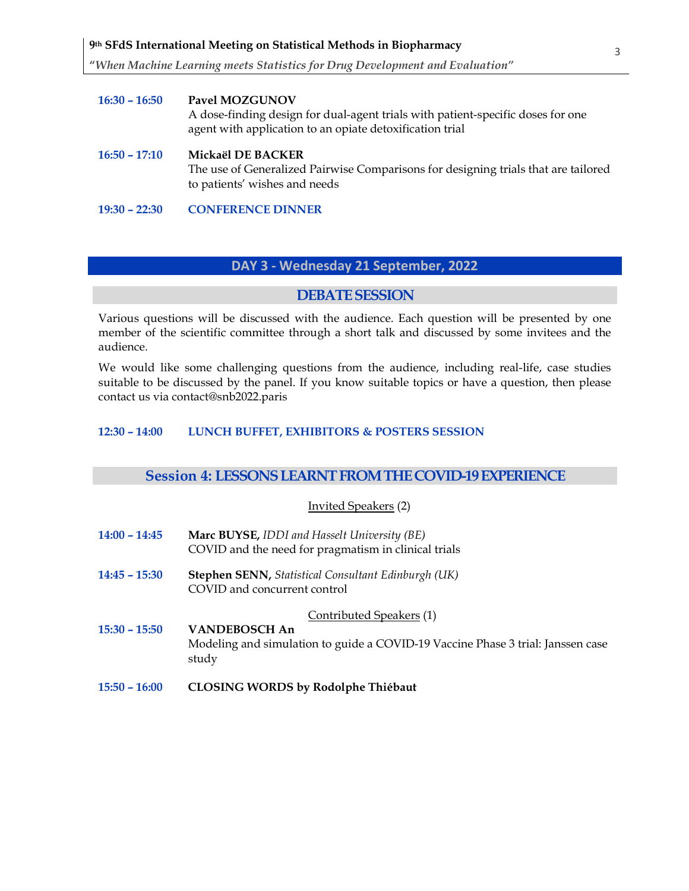**16:30 – 16:50** **Pavel MOZGUNOV**
A dose-finding design for dual-agent trials with patient-specific doses for one agent with application to an opiate detoxification trial

**16:50 – 17:10** **Mickaël DE BACKER**
The use of Generalized Pairwise Comparisons for designing trials that are tailored to patients' wishes and needs

**19:30 – 22:30** **CONFERENCE DINNER**

## DAY 3 - Wednesday 21 September, 2022

### DEBATE SESSION

Various questions will be discussed with the audience. Each question will be presented by one member of the scientific committee through a short talk and discussed by some invitees and the audience.

We would like some challenging questions from the audience, including real-life, case studies suitable to be discussed by the panel. If you know suitable topics or have a question, then please contact us via contact@snb2022.paris

**12:30 – 14:00** **LUNCH BUFFET, EXHIBITORS & POSTERS SESSION**

### Session 4: LESSONS LEARNT FROM THE COVID-19 EXPERIENCE

Invited Speakers (2)

**14:00 – 14:45** **Marc BUYSE,** *IDDI and Hasselt University (BE)*
COVID and the need for pragmatism in clinical trials

**14:45 – 15:30** **Stephen SENN,** *Statistical Consultant Edinburgh (UK)*
COVID and concurrent control

Contributed Speakers (1)

**15:30 – 15:50** **VANDEBOSCH An**
Modeling and simulation to guide a COVID-19 Vaccine Phase 3 trial: Janssen case study

**15:50 – 16:00** **CLOSING WORDS by Rodolphe Thiébaut**